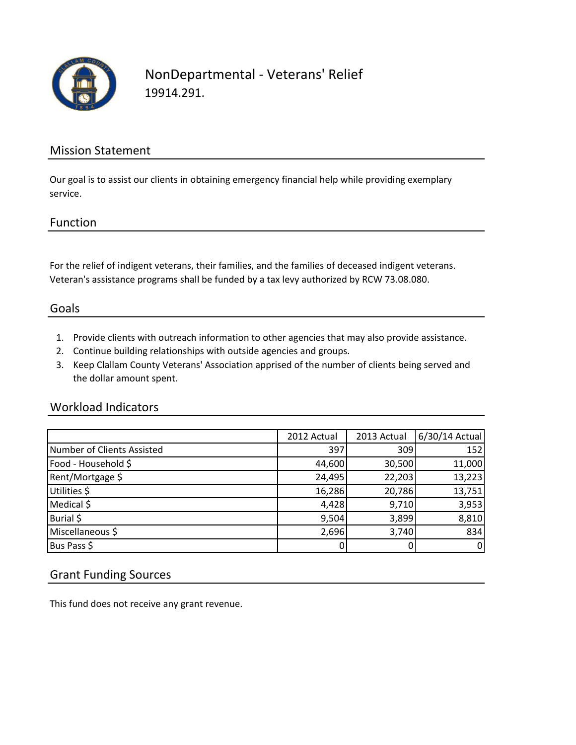# NonDepartmental - Veterans' Relief

19914.291.

## Mission Statement

Our goal is to assist our clients in obtaining emergency financial help while providing exemplary service.

## Function

For the relief of indigent veterans, their families, and the families of deceased indigent veterans. Veteran's assistance programs shall be funded by a tax levy authorized by RCW 73.08.080.

## Goals

1. Provide clients with outreach information to other agencies that may also provide assistance.
2. Continue building relationships with outside agencies and groups.
3. Keep Clallam County Veterans' Association apprised of the number of clients being served and the dollar amount spent.

## Workload Indicators

| | 2012 Actual | 2013 Actual | 6/30/14 Actual |
|---|---|---|---|
| Number of Clients Assisted | 397 | 309 | 152 |
| Food - Household $ | 44,600 | 30,500 | 11,000 |
| Rent/Mortgage $ | 24,495 | 22,203 | 13,223 |
| Utilities $ | 16,286 | 20,786 | 13,751 |
| Medical $ | 4,428 | 9,710 | 3,953 |
| Burial $ | 9,504 | 3,899 | 8,810 |
| Miscellaneous $ | 2,696 | 3,740 | 834 |
| Bus Pass $ | 0 | 0 | 0 |

## Grant Funding Sources

This fund does not receive any grant revenue.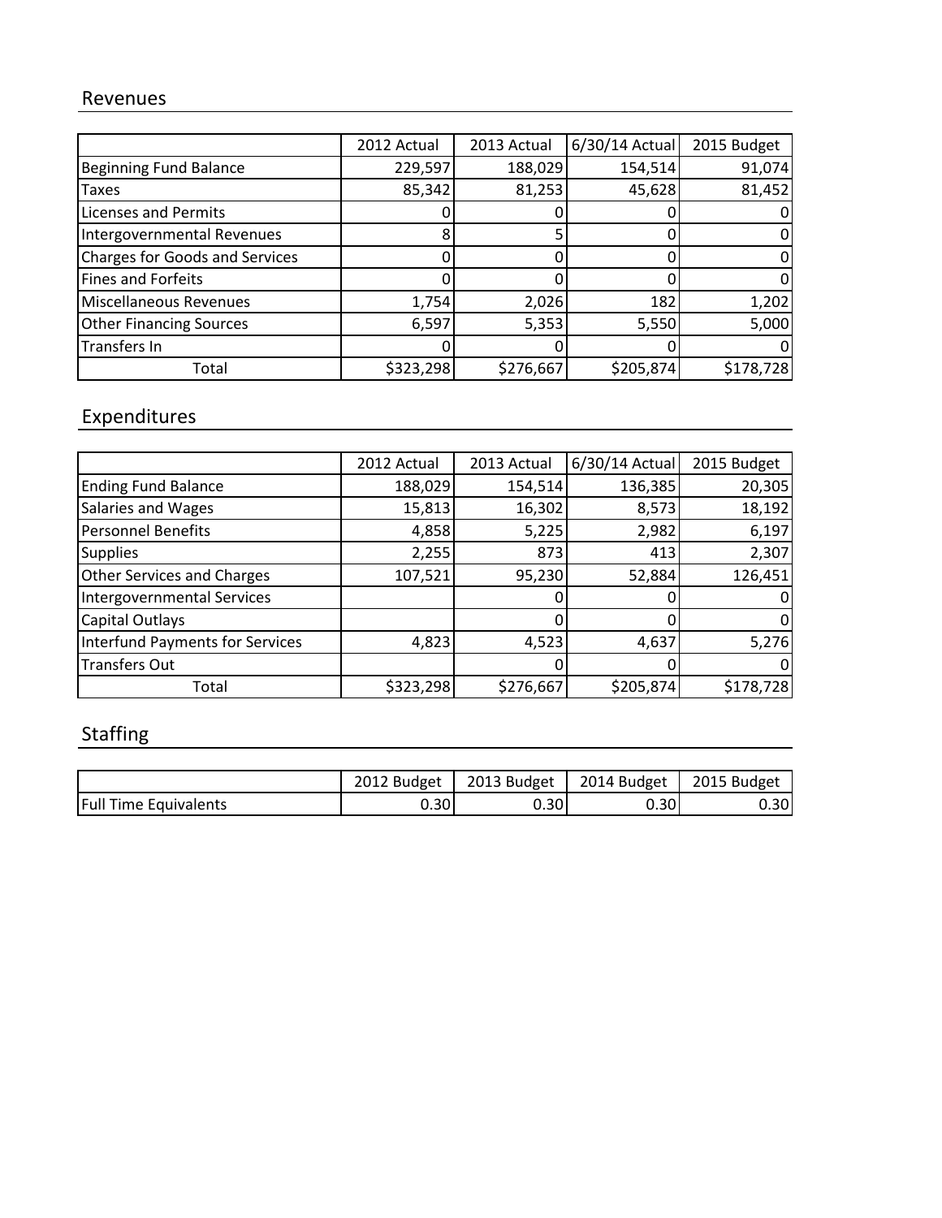## Revenues

| | 2012 Actual | 2013 Actual | 6/30/14 Actual | 2015 Budget |
|---|---|---|---|---|
| Beginning Fund Balance | 229,597 | 188,029 | 154,514 | 91,074 |
| Taxes | 85,342 | 81,253 | 45,628 | 81,452 |
| Licenses and Permits | 0 | 0 | 0 | 0 |
| Intergovernmental Revenues | 8 | 5 | 0 | 0 |
| Charges for Goods and Services | 0 | 0 | 0 | 0 |
| Fines and Forfeits | 0 | 0 | 0 | 0 |
| Miscellaneous Revenues | 1,754 | 2,026 | 182 | 1,202 |
| Other Financing Sources | 6,597 | 5,353 | 5,550 | 5,000 |
| Transfers In | 0 | 0 | 0 | 0 |
| Total | $323,298 | $276,667 | $205,874 | $178,728 |

## Expenditures

| | 2012 Actual | 2013 Actual | 6/30/14 Actual | 2015 Budget |
|---|---|---|---|---|
| Ending Fund Balance | 188,029 | 154,514 | 136,385 | 20,305 |
| Salaries and Wages | 15,813 | 16,302 | 8,573 | 18,192 |
| Personnel Benefits | 4,858 | 5,225 | 2,982 | 6,197 |
| Supplies | 2,255 | 873 | 413 | 2,307 |
| Other Services and Charges | 107,521 | 95,230 | 52,884 | 126,451 |
| Intergovernmental Services | | 0 | 0 | 0 |
| Capital Outlays | | 0 | 0 | 0 |
| Interfund Payments for Services | 4,823 | 4,523 | 4,637 | 5,276 |
| Transfers Out | | 0 | 0 | 0 |
| Total | $323,298 | $276,667 | $205,874 | $178,728 |

## Staffing

| | 2012 Budget | 2013 Budget | 2014 Budget | 2015 Budget |
|---|---|---|---|---|
| Full Time Equivalents | 0.30 | 0.30 | 0.30 | 0.30 |